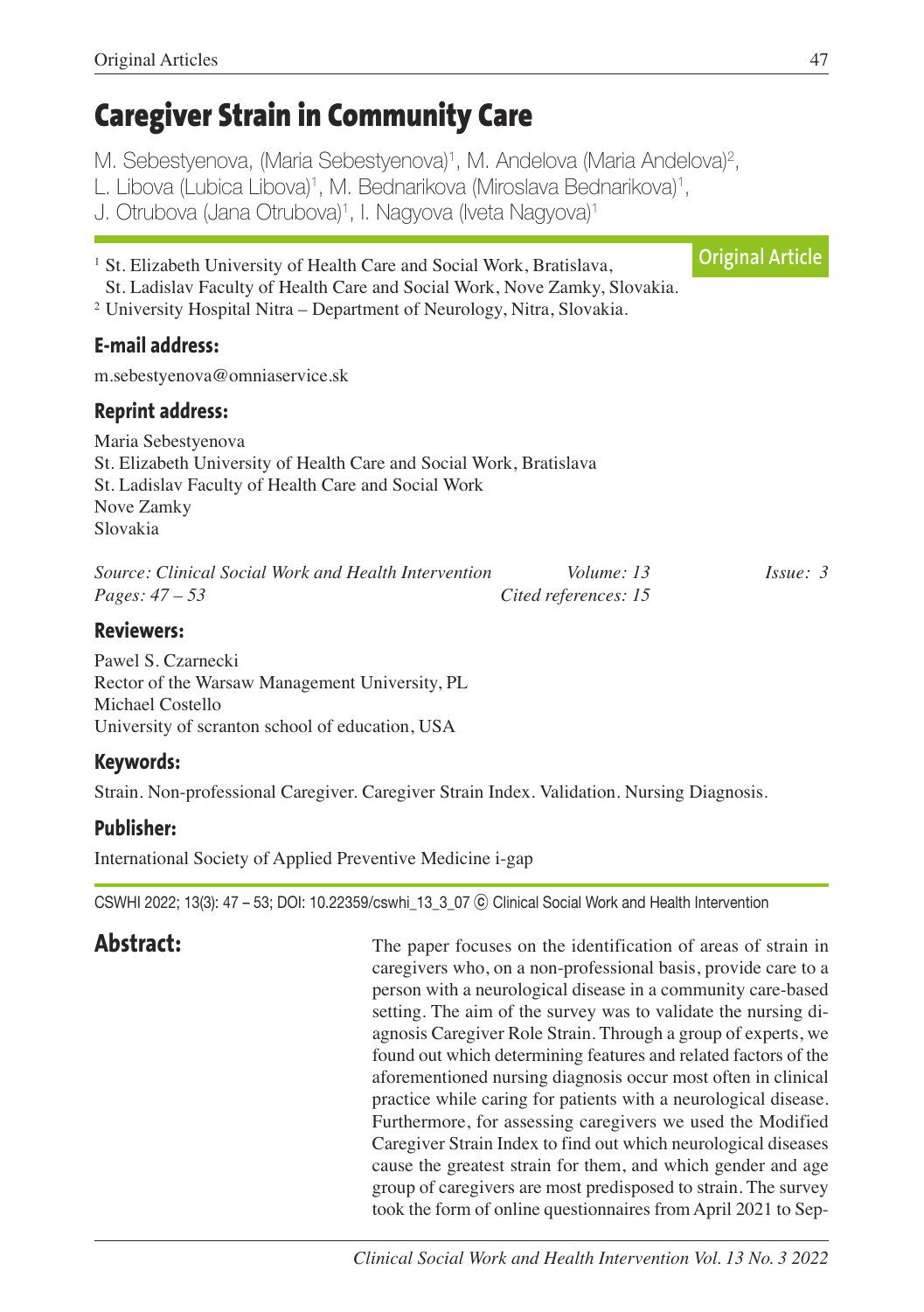# Caregiver Strain in Community Care

M. Sebestyenova, (Maria Sebestyenova)[1], M. Andelova (Maria Andelova)[2], L. Libova (Lubica Libova)[1], M. Bednarikova (Miroslava Bednarikova)[1], J. Otrubova (Jana Otrubova)[1], I. Nagyova (Iveta Nagyova)[1]

Original Article

[1] St. Elizabeth University of Health Care and Social Work, Bratislava, St. Ladislav Faculty of Health Care and Social Work, Nove Zamky, Slovakia.
[2] University Hospital Nitra – Department of Neurology, Nitra, Slovakia.

### E-mail address:

m.sebestyenova@omniaservice.sk

### Reprint address:

Maria Sebestyenova
St. Elizabeth University of Health Care and Social Work, Bratislava
St. Ladislav Faculty of Health Care and Social Work
Nove Zamky
Slovakia

*Source: Clinical Social Work and Health Intervention* *Volume: 13* *Issue: 3*
*Pages: 47 – 53* *Cited references: 15*

### Reviewers:

Pawel S. Czarnecki
Rector of the Warsaw Management University, PL
Michael Costello
University of scranton school of education, USA

### Keywords:

Strain. Non-professional Caregiver. Caregiver Strain Index. Validation. Nursing Diagnosis.

### Publisher:

International Society of Applied Preventive Medicine i-gap

CSWHI 2022; 13(3): 47 – 53; DOI: 10.22359/cswhi_13_3_07 ⓒ Clinical Social Work and Health Intervention

## Abstract:

The paper focuses on the identification of areas of strain in caregivers who, on a non-professional basis, provide care to a person with a neurological disease in a community care-based setting. The aim of the survey was to validate the nursing diagnosis Caregiver Role Strain. Through a group of experts, we found out which determining features and related factors of the aforementioned nursing diagnosis occur most often in clinical practice while caring for patients with a neurological disease. Furthermore, for assessing caregivers we used the Modified Caregiver Strain Index to find out which neurological diseases cause the greatest strain for them, and which gender and age group of caregivers are most predisposed to strain. The survey took the form of online questionnaires from April 2021 to Sep-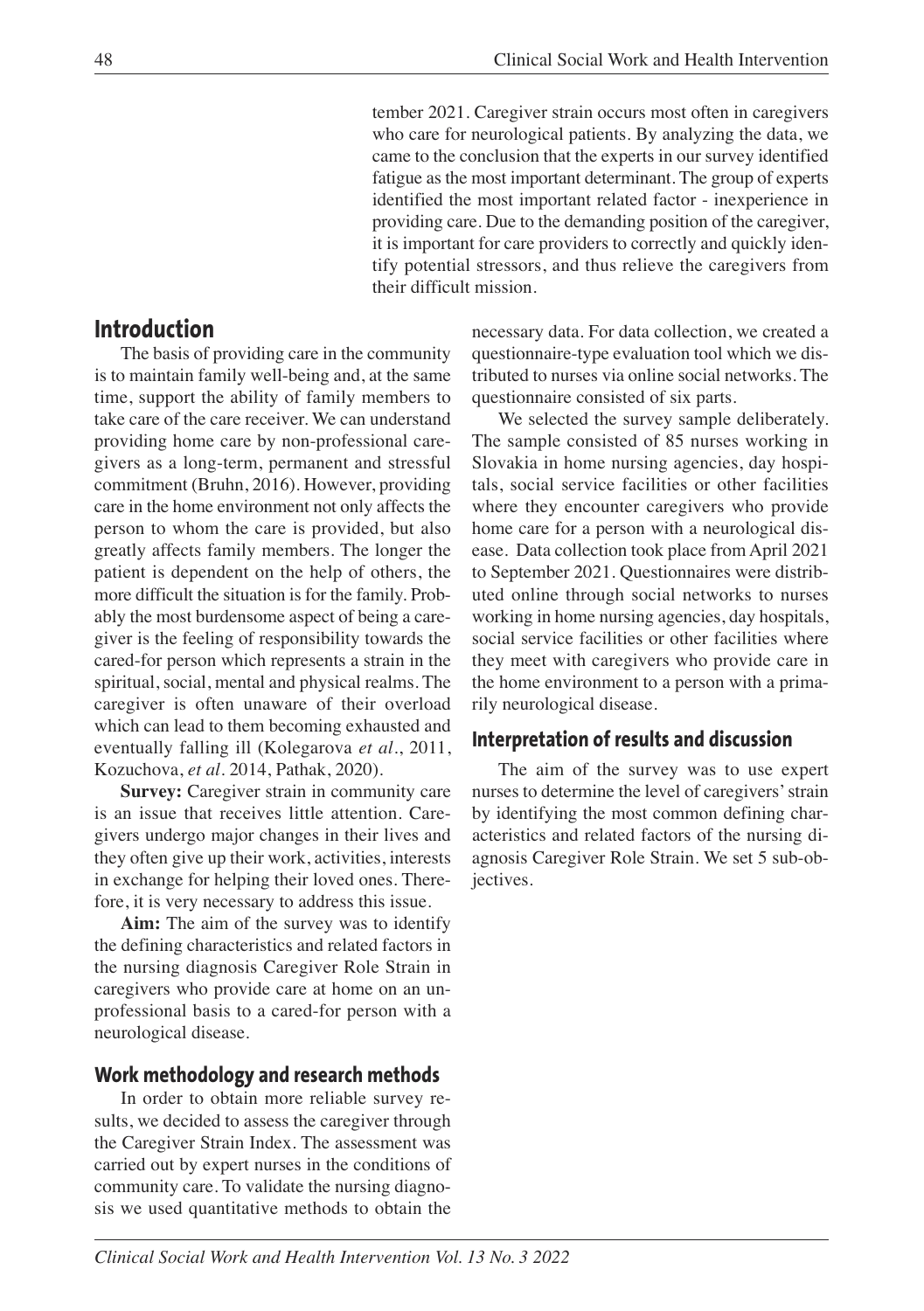tember 2021. Caregiver strain occurs most often in caregivers who care for neurological patients. By analyzing the data, we came to the conclusion that the experts in our survey identified fatigue as the most important determinant. The group of experts identified the most important related factor - inexperience in providing care. Due to the demanding position of the caregiver, it is important for care providers to correctly and quickly identify potential stressors, and thus relieve the caregivers from their difficult mission.

## Introduction

The basis of providing care in the community is to maintain family well-being and, at the same time, support the ability of family members to take care of the care receiver. We can understand providing home care by non-professional caregivers as a long-term, permanent and stressful commitment (Bruhn, 2016). However, providing care in the home environment not only affects the person to whom the care is provided, but also greatly affects family members. The longer the patient is dependent on the help of others, the more difficult the situation is for the family. Probably the most burdensome aspect of being a caregiver is the feeling of responsibility towards the cared-for person which represents a strain in the spiritual, social, mental and physical realms. The caregiver is often unaware of their overload which can lead to them becoming exhausted and eventually falling ill (Kolegarova *et al*., 2011, Kozuchova, *et al*. 2014, Pathak, 2020).

**Survey:** Caregiver strain in community care is an issue that receives little attention. Caregivers undergo major changes in their lives and they often give up their work, activities, interests in exchange for helping their loved ones. Therefore, it is very necessary to address this issue.

**Aim:** The aim of the survey was to identify the defining characteristics and related factors in the nursing diagnosis Caregiver Role Strain in caregivers who provide care at home on an unprofessional basis to a cared-for person with a neurological disease.

### Work methodology and research methods

In order to obtain more reliable survey results, we decided to assess the caregiver through the Caregiver Strain Index. The assessment was carried out by expert nurses in the conditions of community care. To validate the nursing diagnosis we used quantitative methods to obtain the necessary data. For data collection, we created a questionnaire-type evaluation tool which we distributed to nurses via online social networks. The questionnaire consisted of six parts.

We selected the survey sample deliberately. The sample consisted of 85 nurses working in Slovakia in home nursing agencies, day hospitals, social service facilities or other facilities where they encounter caregivers who provide home care for a person with a neurological disease. Data collection took place from April 2021 to September 2021. Questionnaires were distributed online through social networks to nurses working in home nursing agencies, day hospitals, social service facilities or other facilities where they meet with caregivers who provide care in the home environment to a person with a primarily neurological disease.

### Interpretation of results and discussion

The aim of the survey was to use expert nurses to determine the level of caregivers' strain by identifying the most common defining characteristics and related factors of the nursing diagnosis Caregiver Role Strain. We set 5 sub-objectives.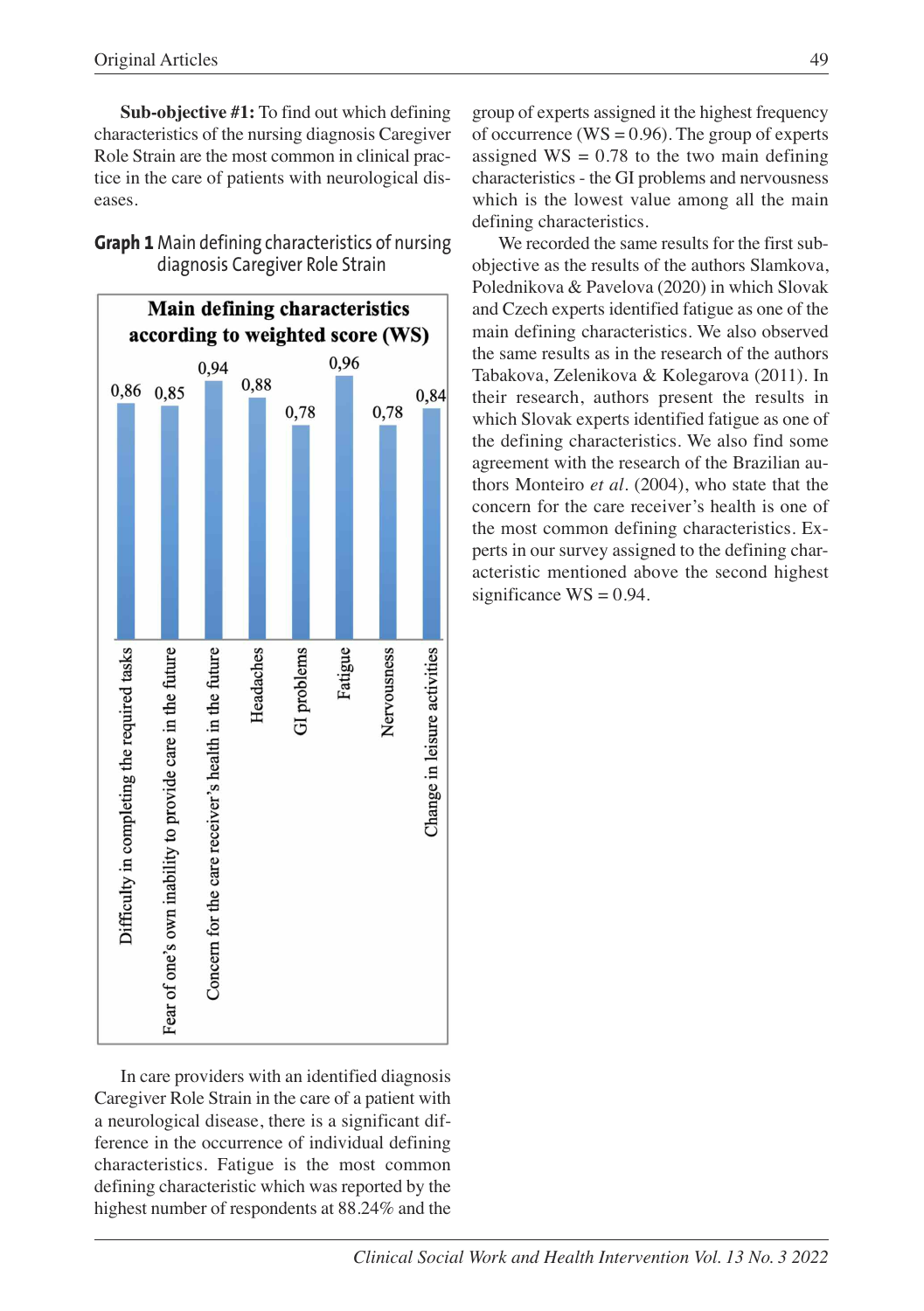**Sub-objective #1:** To find out which defining characteristics of the nursing diagnosis Caregiver Role Strain are the most common in clinical practice in the care of patients with neurological diseases.

**Graph 1** Main defining characteristics of nursing diagnosis Caregiver Role Strain

**Main defining characteristics according to weighted score (WS)**

| Defining characteristic | WS |
|---|---|
| Difficulty in completing the required tasks | 0,86 |
| Fear of one's own inability to provide care in the future | 0,85 |
| Concern for the care receiver's health in the future | 0,94 |
| Headaches | 0,88 |
| GI problems | 0,78 |
| Fatigue | 0,96 |
| Nervousness | 0,78 |
| Change in leisure activities | 0,84 |

In care providers with an identified diagnosis Caregiver Role Strain in the care of a patient with a neurological disease, there is a significant difference in the occurrence of individual defining characteristics. Fatigue is the most common defining characteristic which was reported by the highest number of respondents at 88.24% and the group of experts assigned it the highest frequency of occurrence (WS = 0.96). The group of experts assigned WS = 0.78 to the two main defining characteristics - the GI problems and nervousness which is the lowest value among all the main defining characteristics.

We recorded the same results for the first sub-objective as the results of the authors Slamkova, Polednikova & Pavelova (2020) in which Slovak and Czech experts identified fatigue as one of the main defining characteristics. We also observed the same results as in the research of the authors Tabakova, Zelenikova & Kolegarova (2011). In their research, authors present the results in which Slovak experts identified fatigue as one of the defining characteristics. We also find some agreement with the research of the Brazilian authors Monteiro *et al*. (2004), who state that the concern for the care receiver's health is one of the most common defining characteristics. Experts in our survey assigned to the defining characteristic mentioned above the second highest significance WS = 0.94.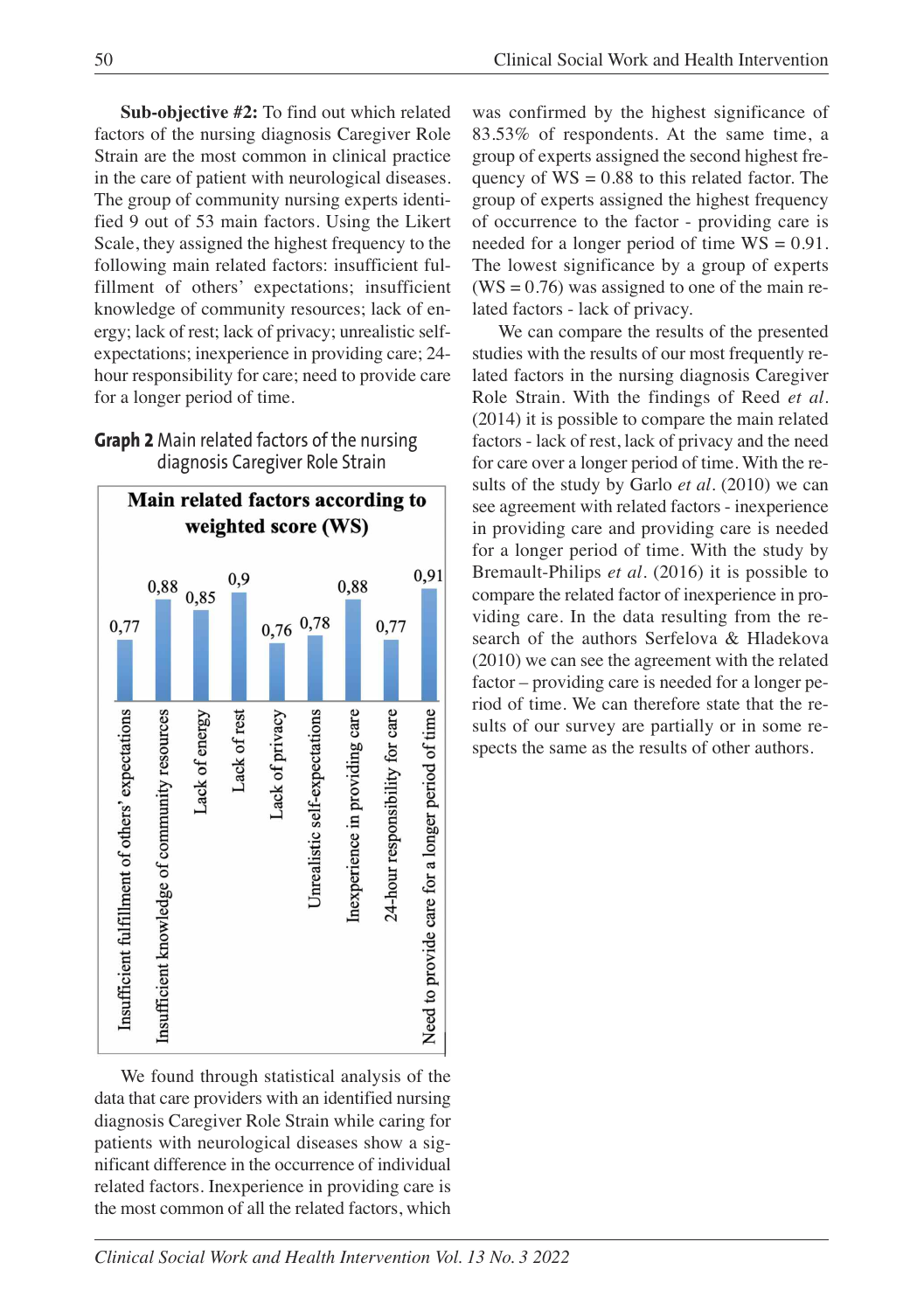**Sub-objective #2:** To find out which related factors of the nursing diagnosis Caregiver Role Strain are the most common in clinical practice in the care of patient with neurological diseases. The group of community nursing experts identified 9 out of 53 main factors. Using the Likert Scale, they assigned the highest frequency to the following main related factors: insufficient fulfillment of others' expectations; insufficient knowledge of community resources; lack of energy; lack of rest; lack of privacy; unrealistic self-expectations; inexperience in providing care; 24-hour responsibility for care; need to provide care for a longer period of time.

**Graph 2** Main related factors of the nursing diagnosis Caregiver Role Strain

**Main related factors according to weighted score (WS)**

| Related factor | WS |
|---|---|
| Insufficient fulfillment of others' expectations | 0,77 |
| Insufficient knowledge of community resources | 0,88 |
| Lack of energy | 0,85 |
| Lack of rest | 0,9 |
| Lack of privacy | 0,76 |
| Unrealistic self-expectations | 0,78 |
| Inexperience in providing care | 0,88 |
| 24-hour responsibility for care | 0,77 |
| Need to provide care for a longer period of time | 0,91 |

We found through statistical analysis of the data that care providers with an identified nursing diagnosis Caregiver Role Strain while caring for patients with neurological diseases show a significant difference in the occurrence of individual related factors. Inexperience in providing care is the most common of all the related factors, which was confirmed by the highest significance of 83.53% of respondents. At the same time, a group of experts assigned the second highest frequency of WS = 0.88 to this related factor. The group of experts assigned the highest frequency of occurrence to the factor - providing care is needed for a longer period of time WS = 0.91. The lowest significance by a group of experts (WS = 0.76) was assigned to one of the main related factors - lack of privacy.

We can compare the results of the presented studies with the results of our most frequently related factors in the nursing diagnosis Caregiver Role Strain. With the findings of Reed *et al*. (2014) it is possible to compare the main related factors - lack of rest, lack of privacy and the need for care over a longer period of time. With the results of the study by Garlo *et al*. (2010) we can see agreement with related factors - inexperience in providing care and providing care is needed for a longer period of time. With the study by Bremault-Philips *et al*. (2016) it is possible to compare the related factor of inexperience in providing care. In the data resulting from the research of the authors Serfelova & Hladekova (2010) we can see the agreement with the related factor – providing care is needed for a longer period of time. We can therefore state that the results of our survey are partially or in some respects the same as the results of other authors.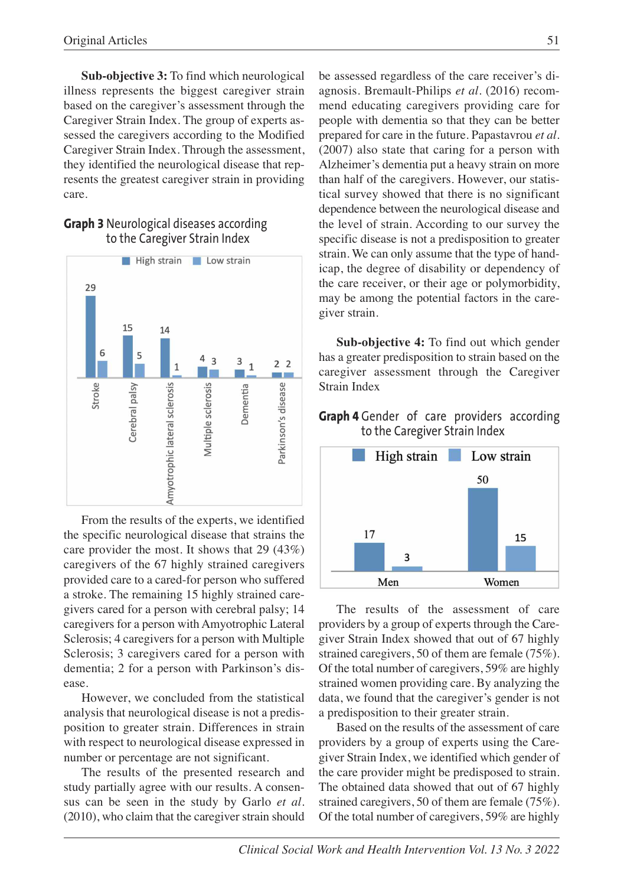**Sub-objective 3:** To find which neurological illness represents the biggest caregiver strain based on the caregiver's assessment through the Caregiver Strain Index. The group of experts assessed the caregivers according to the Modified Caregiver Strain Index. Through the assessment, they identified the neurological disease that represents the greatest caregiver strain in providing care.

**Graph 3** Neurological diseases according to the Caregiver Strain Index

| | High strain | Low strain |
|---|---|---|
| Stroke | 29 | 6 |
| Cerebral palsy | 15 | 5 |
| Amyotrophic lateral sclerosis | 14 | 1 |
| Multiple sclerosis | 4 | 3 |
| Dementia | 3 | 1 |
| Parkinson's disease | 2 | 2 |

From the results of the experts, we identified the specific neurological disease that strains the care provider the most. It shows that 29 (43%) caregivers of the 67 highly strained caregivers provided care to a cared-for person who suffered a stroke. The remaining 15 highly strained caregivers cared for a person with cerebral palsy; 14 caregivers for a person with Amyotrophic Lateral Sclerosis; 4 caregivers for a person with Multiple Sclerosis; 3 caregivers cared for a person with dementia; 2 for a person with Parkinson's disease.

However, we concluded from the statistical analysis that neurological disease is not a predisposition to greater strain. Differences in strain with respect to neurological disease expressed in number or percentage are not significant.

The results of the presented research and study partially agree with our results. A consensus can be seen in the study by Garlo *et al.* (2010), who claim that the caregiver strain should be assessed regardless of the care receiver's diagnosis. Bremault-Philips *et al.* (2016) recommend educating caregivers providing care for people with dementia so that they can be better prepared for care in the future. Papastavrou *et al.* (2007) also state that caring for a person with Alzheimer's dementia put a heavy strain on more than half of the caregivers. However, our statistical survey showed that there is no significant dependence between the neurological disease and the level of strain. According to our survey the specific disease is not a predisposition to greater strain. We can only assume that the type of handicap, the degree of disability or dependency of the care receiver, or their age or polymorbidity, may be among the potential factors in the caregiver strain.

**Sub-objective 4:** To find out which gender has a greater predisposition to strain based on the caregiver assessment through the Caregiver Strain Index

**Graph 4** Gender of care providers according to the Caregiver Strain Index

| | High strain | Low strain |
|---|---|---|
| Men | 17 | 3 |
| Women | 50 | 15 |

The results of the assessment of care providers by a group of experts through the Caregiver Strain Index showed that out of 67 highly strained caregivers, 50 of them are female (75%). Of the total number of caregivers, 59% are highly strained women providing care. By analyzing the data, we found that the caregiver's gender is not a predisposition to their greater strain.

Based on the results of the assessment of care providers by a group of experts using the Caregiver Strain Index, we identified which gender of the care provider might be predisposed to strain. The obtained data showed that out of 67 highly strained caregivers, 50 of them are female (75%). Of the total number of caregivers, 59% are highly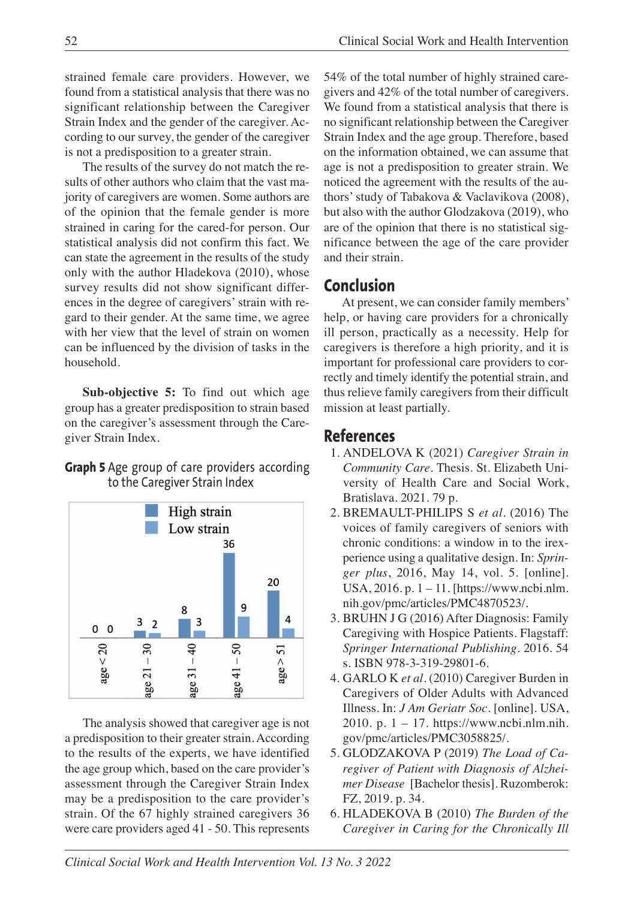strained female care providers. However, we found from a statistical analysis that there was no significant relationship between the Caregiver Strain Index and the gender of the caregiver. According to our survey, the gender of the caregiver is not a predisposition to a greater strain.

The results of the survey do not match the results of other authors who claim that the vast majority of caregivers are women. Some authors are of the opinion that the female gender is more strained in caring for the cared-for person. Our statistical analysis did not confirm this fact. We can state the agreement in the results of the study only with the author Hladekova (2010), whose survey results did not show significant differences in the degree of caregivers' strain with regard to their gender. At the same time, we agree with her view that the level of strain on women can be influenced by the division of tasks in the household.

**Sub-objective 5:** To find out which age group has a greater predisposition to strain based on the caregiver's assessment through the Caregiver Strain Index.

**Graph 5** Age group of care providers according to the Caregiver Strain Index

| Age group | High strain | Low strain |
|---|---|---|
| age < 20 | 0 | 0 |
| age 21 – 30 | 3 | 2 |
| age 31 – 40 | 8 | 3 |
| age 41 – 50 | 36 | 9 |
| age > 51 | 20 | 4 |

The analysis showed that caregiver age is not a predisposition to their greater strain. According to the results of the experts, we have identified the age group which, based on the care provider's assessment through the Caregiver Strain Index may be a predisposition to the care provider's strain. Of the 67 highly strained caregivers 36 were care providers aged 41 - 50. This represents 54% of the total number of highly strained caregivers and 42% of the total number of caregivers. We found from a statistical analysis that there is no significant relationship between the Caregiver Strain Index and the age group. Therefore, based on the information obtained, we can assume that age is not a predisposition to greater strain. We noticed the agreement with the results of the authors' study of Tabakova & Vaclavikova (2008), but also with the author Glodzakova (2019), who are of the opinion that there is no statistical significance between the age of the care provider and their strain.

## Conclusion

At present, we can consider family members' help, or having care providers for a chronically ill person, practically as a necessity. Help for caregivers is therefore a high priority, and it is important for professional care providers to correctly and timely identify the potential strain, and thus relieve family caregivers from their difficult mission at least partially.

## References

1. ANDELOVA K (2021) *Caregiver Strain in Community Care*. Thesis. St. Elizabeth University of Health Care and Social Work, Bratislava. 2021. 79 p.
2. BREMAULT-PHILIPS S *et al*. (2016) The voices of family caregivers of seniors with chronic conditions: a window in to the irexperience using a qualitative design. In: *Springer plus*, 2016, May 14, vol. 5. [online]. USA, 2016. p. 1 – 11. [https://www.ncbi.nlm.nih.gov/pmc/articles/PMC4870523/.
3. BRUHN J G (2016) After Diagnosis: Family Caregiving with Hospice Patients. Flagstaff: *Springer International Publishing*. 2016. 54 s. ISBN 978-3-319-29801-6.
4. GARLO K *et al*. (2010) Caregiver Burden in Caregivers of Older Adults with Advanced Illness. In: *J Am Geriatr Soc*. [online]. USA, 2010. p. 1 – 17. https://www.ncbi.nlm.nih.gov/pmc/articles/PMC3058825/.
5. GLODZAKOVA P (2019) *The Load of Caregiver of Patient with Diagnosis of Alzheimer Disease* [Bachelor thesis]. Ruzomberok: FZ, 2019. p. 34.
6. HLADEKOVA B (2010) *The Burden of the Caregiver in Caring for the Chronically Ill*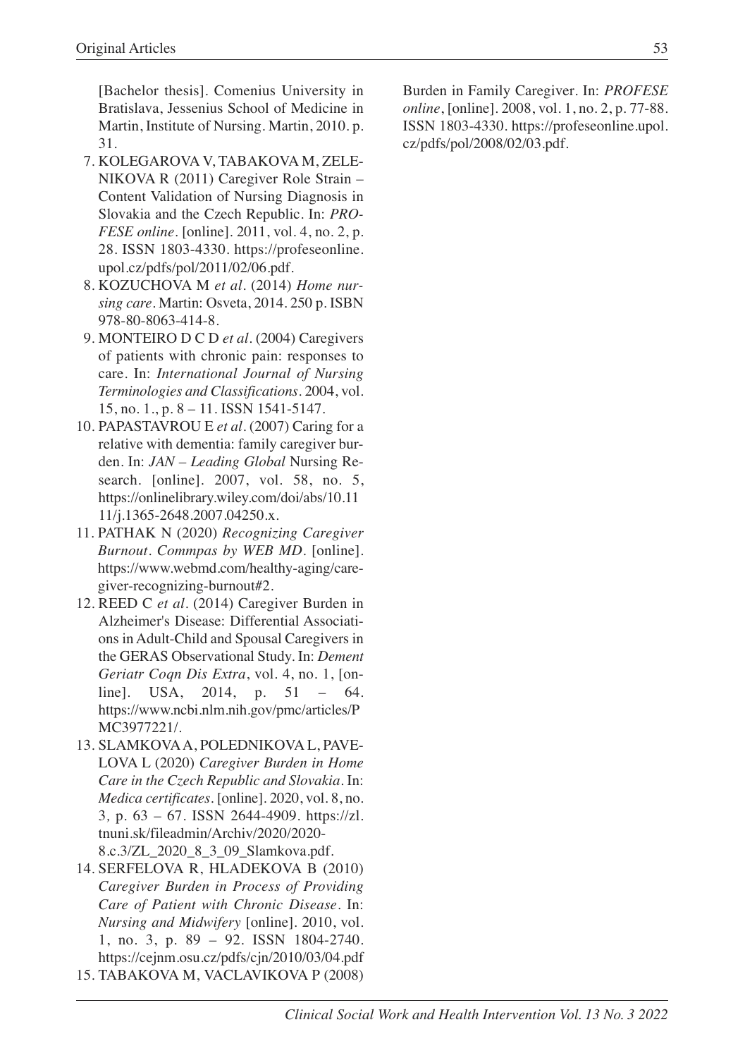[Bachelor thesis]. Comenius University in Bratislava, Jessenius School of Medicine in Martin, Institute of Nursing. Martin, 2010. p. 31.

7. KOLEGAROVA V, TABAKOVA M, ZELENIKOVA R (2011) Caregiver Role Strain – Content Validation of Nursing Diagnosis in Slovakia and the Czech Republic. In: *PROFESE online*. [online]. 2011, vol. 4, no. 2, p. 28. ISSN 1803-4330. https://profeseonline.upol.cz/pdfs/pol/2011/02/06.pdf.
8. KOZUCHOVA M *et al*. (2014) *Home nursing care*. Martin: Osveta, 2014. 250 p. ISBN 978-80-8063-414-8.
9. MONTEIRO D C D *et al*. (2004) Caregivers of patients with chronic pain: responses to care. In: *International Journal of Nursing Terminologies and Classifications*. 2004, vol. 15, no. 1., p. 8 – 11. ISSN 1541-5147.
10. PAPASTAVROU E *et al*. (2007) Caring for a relative with dementia: family caregiver burden. In: *JAN – Leading Global* Nursing Research. [online]. 2007, vol. 58, no. 5, https://onlinelibrary.wiley.com/doi/abs/10.1111/j.1365-2648.2007.04250.x.
11. PATHAK N (2020) *Recognizing Caregiver Burnout. Commpas by WEB MD*. [online]. https://www.webmd.com/healthy-aging/caregiver-recognizing-burnout#2.
12. REED C *et al*. (2014) Caregiver Burden in Alzheimer's Disease: Differential Associations in Adult-Child and Spousal Caregivers in the GERAS Observational Study. In: *Dement Geriatr Coqn Dis Extra*, vol. 4, no. 1, [online]. USA, 2014, p. 51 – 64. https://www.ncbi.nlm.nih.gov/pmc/articles/PMC3977221/.
13. SLAMKOVA A, POLEDNIKOVA L, PAVELOVA L (2020) *Caregiver Burden in Home Care in the Czech Republic and Slovakia*. In: *Medica certificates*. [online]. 2020, vol. 8, no. 3, p. 63 – 67. ISSN 2644-4909. https://zl.tnuni.sk/fileadmin/Archiv/2020/2020-8.c.3/ZL_2020_8_3_09_Slamkova.pdf.
14. SERFELOVA R, HLADEKOVA B (2010) *Caregiver Burden in Process of Providing Care of Patient with Chronic Disease*. In: *Nursing and Midwifery* [online]. 2010, vol. 1, no. 3, p. 89 – 92. ISSN 1804-2740. https://cejnm.osu.cz/pdfs/cjn/2010/03/04.pdf
15. TABAKOVA M, VACLAVIKOVA P (2008) Burden in Family Caregiver. In: *PROFESE online*, [online]. 2008, vol. 1, no. 2, p. 77-88. ISSN 1803-4330. https://profeseonline.upol.cz/pdfs/pol/2008/02/03.pdf.